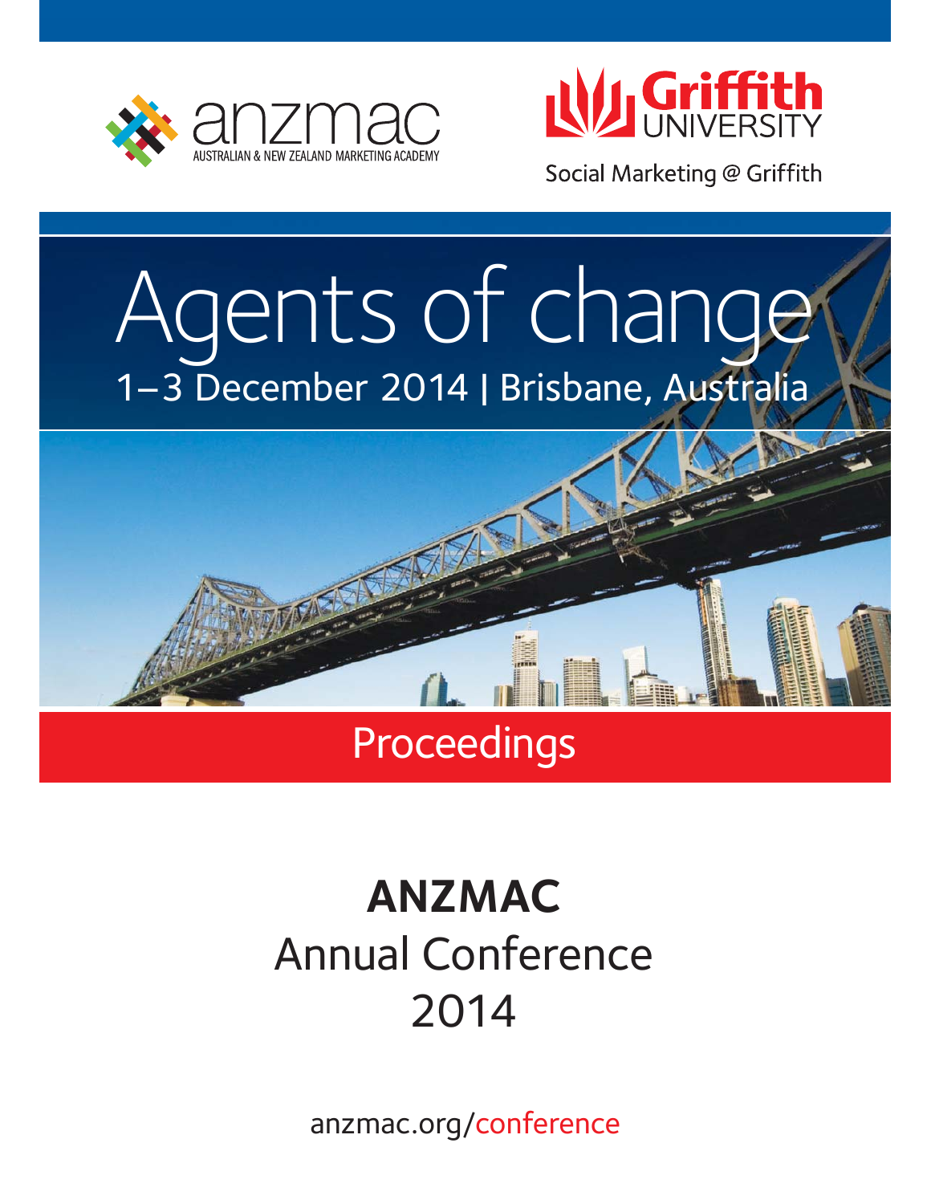anzmac

AUSTRALIAN & NEW ZEALAND MARKETING ACADEMY

Griffith UNIVERSITY

Social Marketing @ Griffith

# Agents of change

1–3 December 2014 | Brisbane, Australia

## Proceedings

# ANZMAC

## Annual Conference 2014

anzmac.org/conference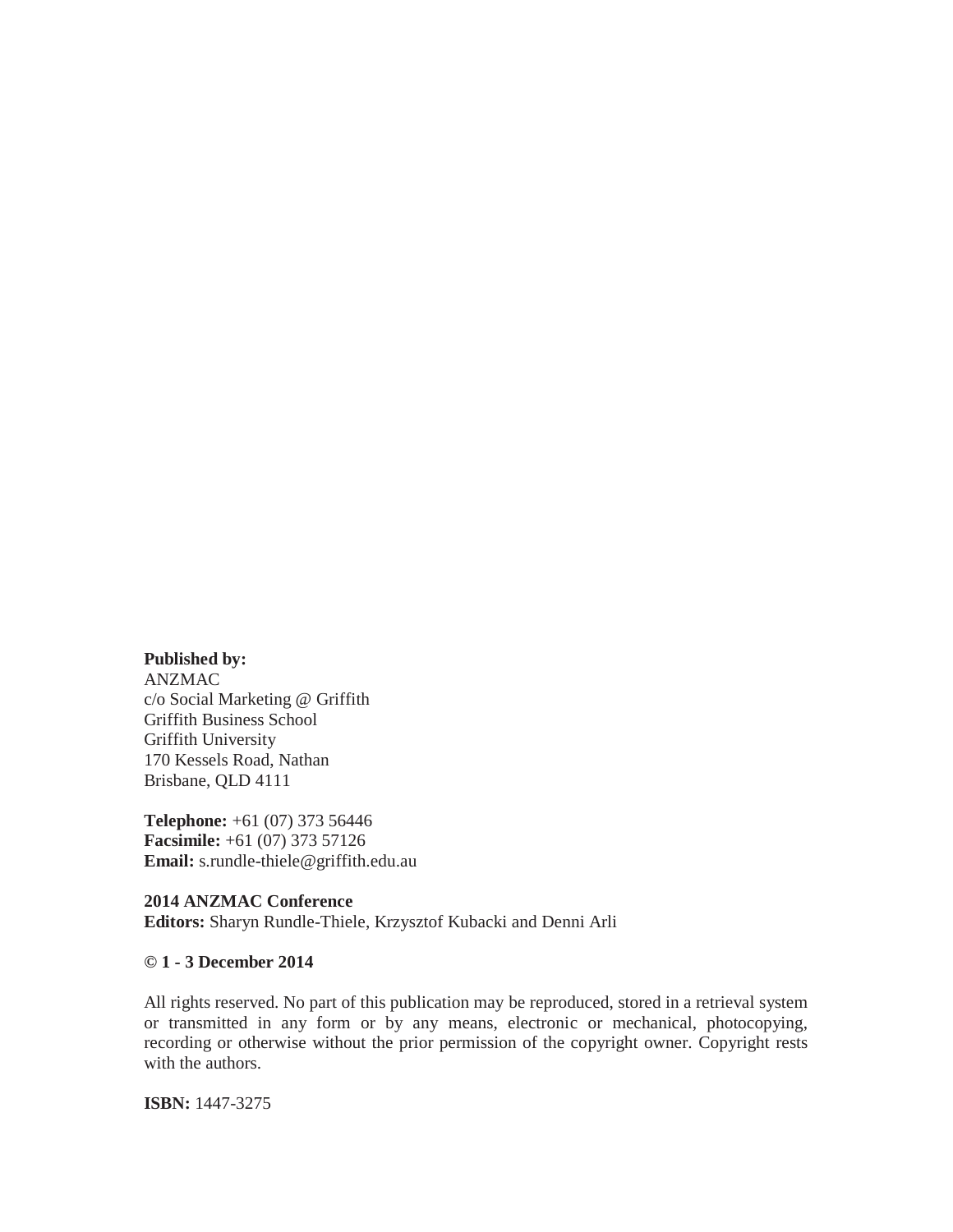**Published by:**
ANZMAC
c/o Social Marketing @ Griffith
Griffith Business School
Griffith University
170 Kessels Road, Nathan
Brisbane, QLD 4111

**Telephone:** +61 (07) 373 56446
**Facsimile:** +61 (07) 373 57126
**Email:** s.rundle-thiele@griffith.edu.au

**2014 ANZMAC Conference**
**Editors:** Sharyn Rundle-Thiele, Krzysztof Kubacki and Denni Arli

**© 1 - 3 December 2014**

All rights reserved. No part of this publication may be reproduced, stored in a retrieval system or transmitted in any form or by any means, electronic or mechanical, photocopying, recording or otherwise without the prior permission of the copyright owner. Copyright rests with the authors.

**ISBN:** 1447-3275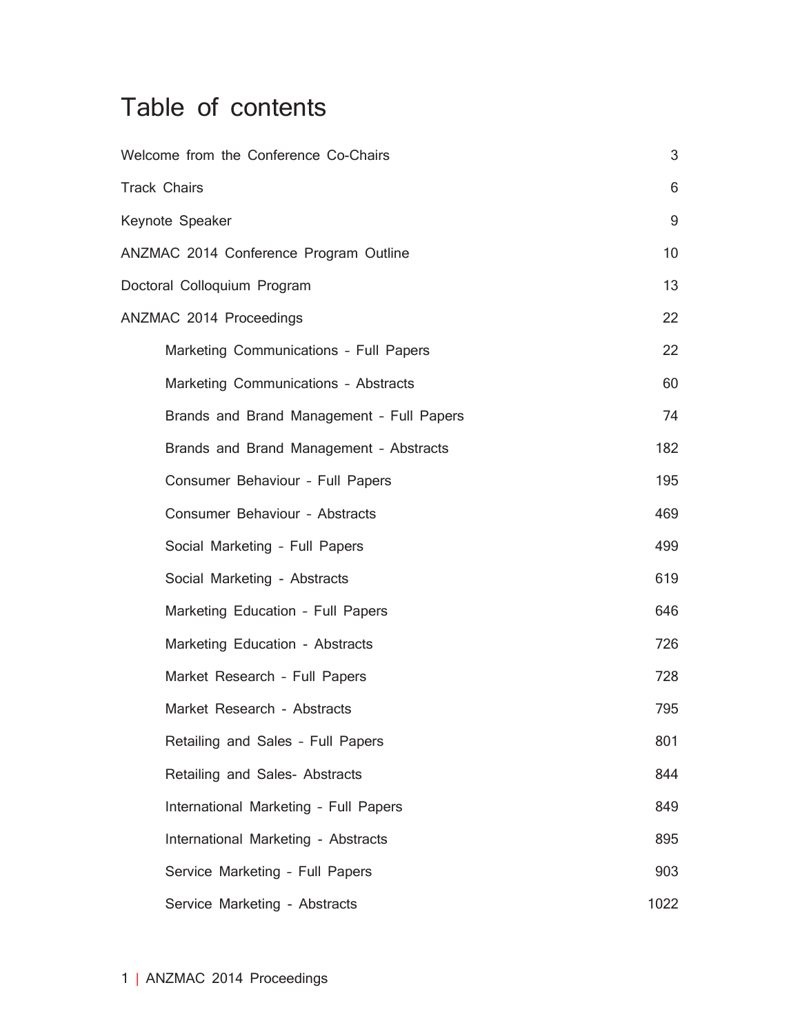# Table of contents

| | |
|---|---|
| Welcome from the Conference Co-Chairs | 3 |
| Track Chairs | 6 |
| Keynote Speaker | 9 |
| ANZMAC 2014 Conference Program Outline | 10 |
| Doctoral Colloquium Program | 13 |
| ANZMAC 2014 Proceedings | 22 |
| Marketing Communications – Full Papers | 22 |
| Marketing Communications – Abstracts | 60 |
| Brands and Brand Management – Full Papers | 74 |
| Brands and Brand Management – Abstracts | 182 |
| Consumer Behaviour – Full Papers | 195 |
| Consumer Behaviour – Abstracts | 469 |
| Social Marketing – Full Papers | 499 |
| Social Marketing - Abstracts | 619 |
| Marketing Education – Full Papers | 646 |
| Marketing Education - Abstracts | 726 |
| Market Research – Full Papers | 728 |
| Market Research - Abstracts | 795 |
| Retailing and Sales – Full Papers | 801 |
| Retailing and Sales- Abstracts | 844 |
| International Marketing – Full Papers | 849 |
| International Marketing - Abstracts | 895 |
| Service Marketing – Full Papers | 903 |
| Service Marketing - Abstracts | 1022 |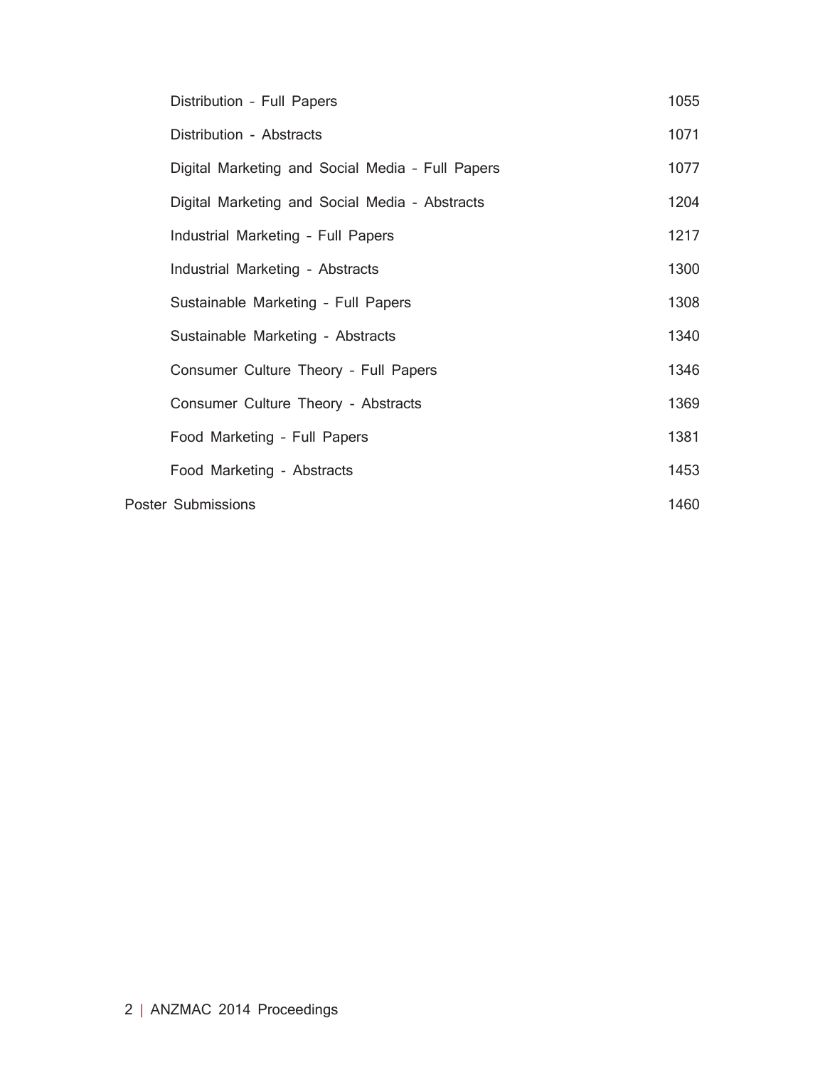| | |
|---|---|
| Distribution – Full Papers | 1055 |
| Distribution - Abstracts | 1071 |
| Digital Marketing and Social Media – Full Papers | 1077 |
| Digital Marketing and Social Media - Abstracts | 1204 |
| Industrial Marketing – Full Papers | 1217 |
| Industrial Marketing - Abstracts | 1300 |
| Sustainable Marketing – Full Papers | 1308 |
| Sustainable Marketing - Abstracts | 1340 |
| Consumer Culture Theory – Full Papers | 1346 |
| Consumer Culture Theory - Abstracts | 1369 |
| Food Marketing – Full Papers | 1381 |
| Food Marketing - Abstracts | 1453 |
| Poster Submissions | 1460 |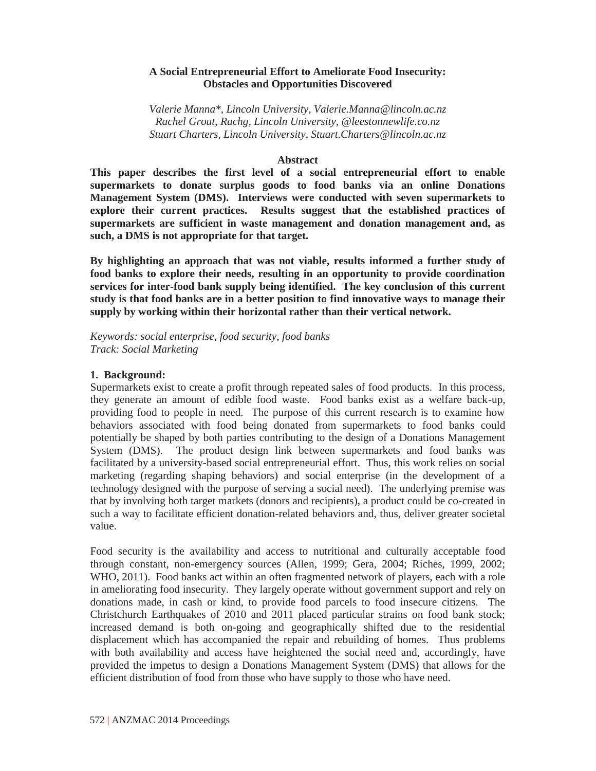**A Social Entrepreneurial Effort to Ameliorate Food Insecurity: Obstacles and Opportunities Discovered**

*Valerie Manna\*, Lincoln University, Valerie.Manna@lincoln.ac.nz*
*Rachel Grout, Rachg, Lincoln University, @leestonnewlife.co.nz*
*Stuart Charters, Lincoln University, Stuart.Charters@lincoln.ac.nz*

**Abstract**

**This paper describes the first level of a social entrepreneurial effort to enable supermarkets to donate surplus goods to food banks via an online Donations Management System (DMS). Interviews were conducted with seven supermarkets to explore their current practices. Results suggest that the established practices of supermarkets are sufficient in waste management and donation management and, as such, a DMS is not appropriate for that target.**

**By highlighting an approach that was not viable, results informed a further study of food banks to explore their needs, resulting in an opportunity to provide coordination services for inter-food bank supply being identified. The key conclusion of this current study is that food banks are in a better position to find innovative ways to manage their supply by working within their horizontal rather than their vertical network.**

*Keywords: social enterprise, food security, food banks*
*Track: Social Marketing*

## 1. Background:

Supermarkets exist to create a profit through repeated sales of food products. In this process, they generate an amount of edible food waste. Food banks exist as a welfare back-up, providing food to people in need. The purpose of this current research is to examine how behaviors associated with food being donated from supermarkets to food banks could potentially be shaped by both parties contributing to the design of a Donations Management System (DMS). The product design link between supermarkets and food banks was facilitated by a university-based social entrepreneurial effort. Thus, this work relies on social marketing (regarding shaping behaviors) and social enterprise (in the development of a technology designed with the purpose of serving a social need). The underlying premise was that by involving both target markets (donors and recipients), a product could be co-created in such a way to facilitate efficient donation-related behaviors and, thus, deliver greater societal value.

Food security is the availability and access to nutritional and culturally acceptable food through constant, non-emergency sources (Allen, 1999; Gera, 2004; Riches, 1999, 2002; WHO, 2011). Food banks act within an often fragmented network of players, each with a role in ameliorating food insecurity. They largely operate without government support and rely on donations made, in cash or kind, to provide food parcels to food insecure citizens. The Christchurch Earthquakes of 2010 and 2011 placed particular strains on food bank stock; increased demand is both on-going and geographically shifted due to the residential displacement which has accompanied the repair and rebuilding of homes. Thus problems with both availability and access have heightened the social need and, accordingly, have provided the impetus to design a Donations Management System (DMS) that allows for the efficient distribution of food from those who have supply to those who have need.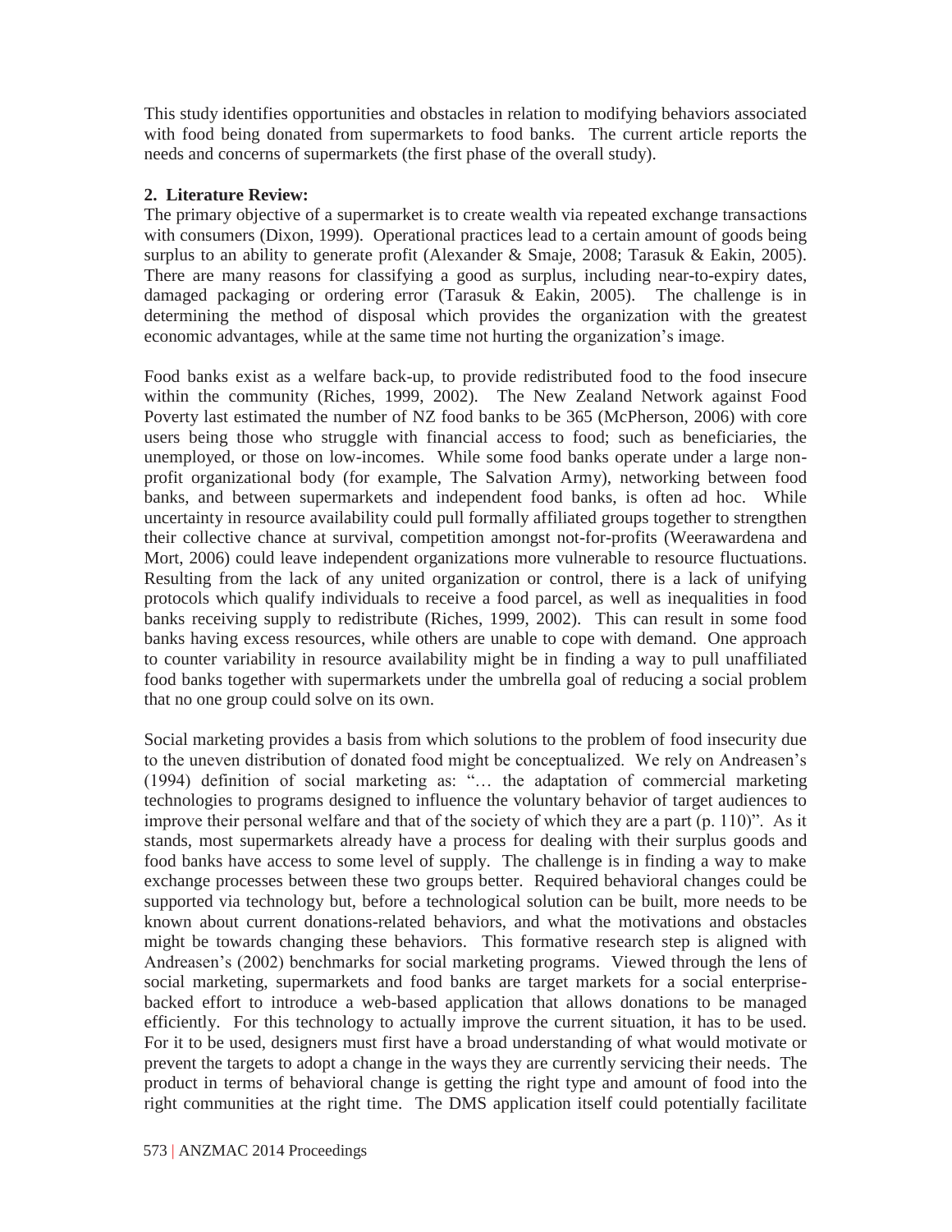This study identifies opportunities and obstacles in relation to modifying behaviors associated with food being donated from supermarkets to food banks. The current article reports the needs and concerns of supermarkets (the first phase of the overall study).

## 2. Literature Review:

The primary objective of a supermarket is to create wealth via repeated exchange transactions with consumers (Dixon, 1999). Operational practices lead to a certain amount of goods being surplus to an ability to generate profit (Alexander & Smaje, 2008; Tarasuk & Eakin, 2005). There are many reasons for classifying a good as surplus, including near-to-expiry dates, damaged packaging or ordering error (Tarasuk & Eakin, 2005). The challenge is in determining the method of disposal which provides the organization with the greatest economic advantages, while at the same time not hurting the organization's image.

Food banks exist as a welfare back-up, to provide redistributed food to the food insecure within the community (Riches, 1999, 2002). The New Zealand Network against Food Poverty last estimated the number of NZ food banks to be 365 (McPherson, 2006) with core users being those who struggle with financial access to food; such as beneficiaries, the unemployed, or those on low-incomes. While some food banks operate under a large non-profit organizational body (for example, The Salvation Army), networking between food banks, and between supermarkets and independent food banks, is often ad hoc. While uncertainty in resource availability could pull formally affiliated groups together to strengthen their collective chance at survival, competition amongst not-for-profits (Weerawardena and Mort, 2006) could leave independent organizations more vulnerable to resource fluctuations. Resulting from the lack of any united organization or control, there is a lack of unifying protocols which qualify individuals to receive a food parcel, as well as inequalities in food banks receiving supply to redistribute (Riches, 1999, 2002). This can result in some food banks having excess resources, while others are unable to cope with demand. One approach to counter variability in resource availability might be in finding a way to pull unaffiliated food banks together with supermarkets under the umbrella goal of reducing a social problem that no one group could solve on its own.

Social marketing provides a basis from which solutions to the problem of food insecurity due to the uneven distribution of donated food might be conceptualized. We rely on Andreasen's (1994) definition of social marketing as: "… the adaptation of commercial marketing technologies to programs designed to influence the voluntary behavior of target audiences to improve their personal welfare and that of the society of which they are a part (p. 110)". As it stands, most supermarkets already have a process for dealing with their surplus goods and food banks have access to some level of supply. The challenge is in finding a way to make exchange processes between these two groups better. Required behavioral changes could be supported via technology but, before a technological solution can be built, more needs to be known about current donations-related behaviors, and what the motivations and obstacles might be towards changing these behaviors. This formative research step is aligned with Andreasen's (2002) benchmarks for social marketing programs. Viewed through the lens of social marketing, supermarkets and food banks are target markets for a social enterprise-backed effort to introduce a web-based application that allows donations to be managed efficiently. For this technology to actually improve the current situation, it has to be used. For it to be used, designers must first have a broad understanding of what would motivate or prevent the targets to adopt a change in the ways they are currently servicing their needs. The product in terms of behavioral change is getting the right type and amount of food into the right communities at the right time. The DMS application itself could potentially facilitate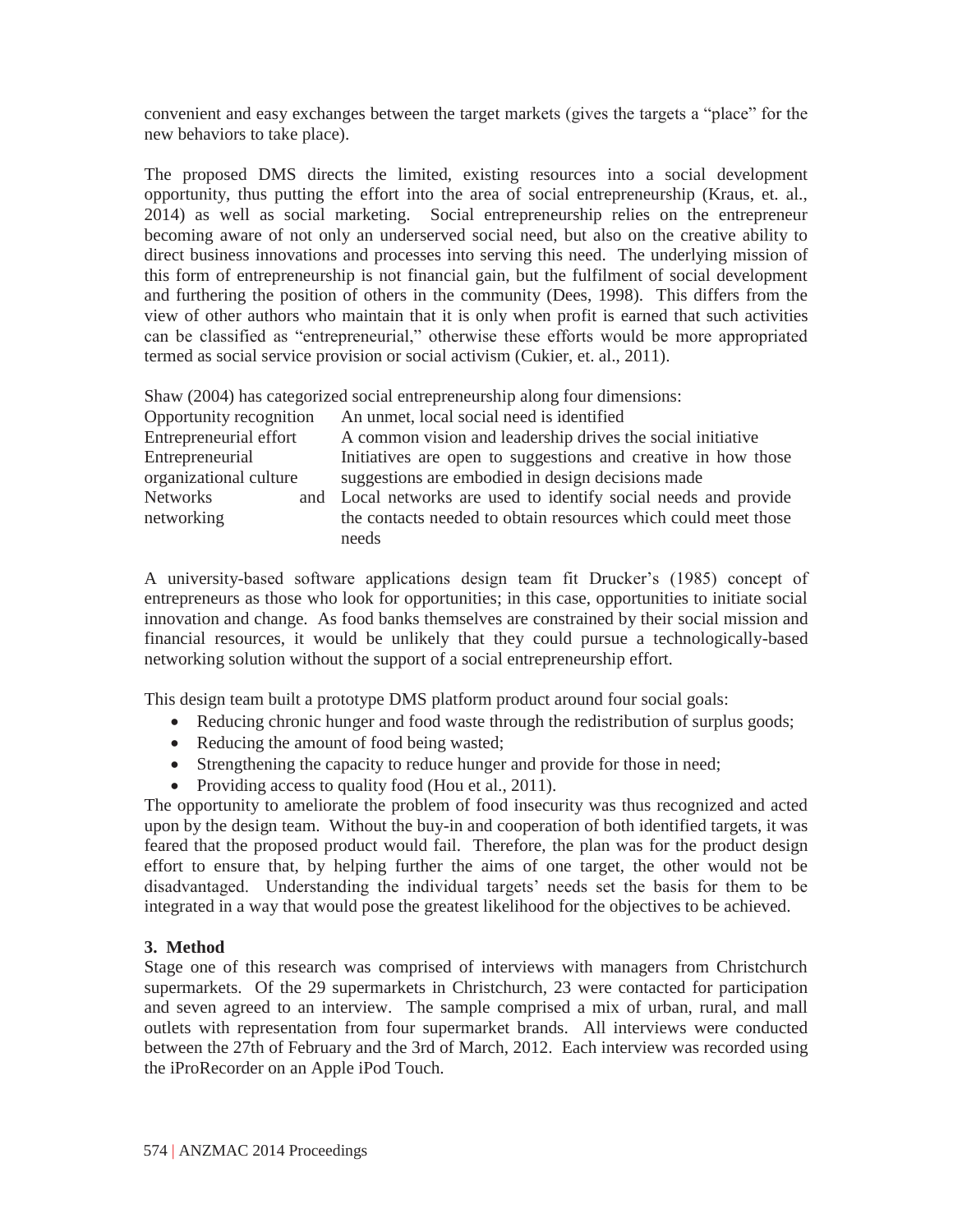convenient and easy exchanges between the target markets (gives the targets a "place" for the new behaviors to take place).

The proposed DMS directs the limited, existing resources into a social development opportunity, thus putting the effort into the area of social entrepreneurship (Kraus, et. al., 2014) as well as social marketing. Social entrepreneurship relies on the entrepreneur becoming aware of not only an underserved social need, but also on the creative ability to direct business innovations and processes into serving this need. The underlying mission of this form of entrepreneurship is not financial gain, but the fulfilment of social development and furthering the position of others in the community (Dees, 1998). This differs from the view of other authors who maintain that it is only when profit is earned that such activities can be classified as "entrepreneurial," otherwise these efforts would be more appropriated termed as social service provision or social activism (Cukier, et. al., 2011).

Shaw (2004) has categorized social entrepreneurship along four dimensions:

| | |
|---|---|
| Opportunity recognition | An unmet, local social need is identified |
| Entrepreneurial effort | A common vision and leadership drives the social initiative |
| Entrepreneurial organizational culture | Initiatives are open to suggestions and creative in how those suggestions are embodied in design decisions made |
| Networks and networking | Local networks are used to identify social needs and provide the contacts needed to obtain resources which could meet those needs |

A university-based software applications design team fit Drucker's (1985) concept of entrepreneurs as those who look for opportunities; in this case, opportunities to initiate social innovation and change. As food banks themselves are constrained by their social mission and financial resources, it would be unlikely that they could pursue a technologically-based networking solution without the support of a social entrepreneurship effort.

This design team built a prototype DMS platform product around four social goals:

- Reducing chronic hunger and food waste through the redistribution of surplus goods;
- Reducing the amount of food being wasted;
- Strengthening the capacity to reduce hunger and provide for those in need;
- Providing access to quality food (Hou et al., 2011).

The opportunity to ameliorate the problem of food insecurity was thus recognized and acted upon by the design team. Without the buy-in and cooperation of both identified targets, it was feared that the proposed product would fail. Therefore, the plan was for the product design effort to ensure that, by helping further the aims of one target, the other would not be disadvantaged. Understanding the individual targets' needs set the basis for them to be integrated in a way that would pose the greatest likelihood for the objectives to be achieved.

## 3. Method

Stage one of this research was comprised of interviews with managers from Christchurch supermarkets. Of the 29 supermarkets in Christchurch, 23 were contacted for participation and seven agreed to an interview. The sample comprised a mix of urban, rural, and mall outlets with representation from four supermarket brands. All interviews were conducted between the 27th of February and the 3rd of March, 2012. Each interview was recorded using the iProRecorder on an Apple iPod Touch.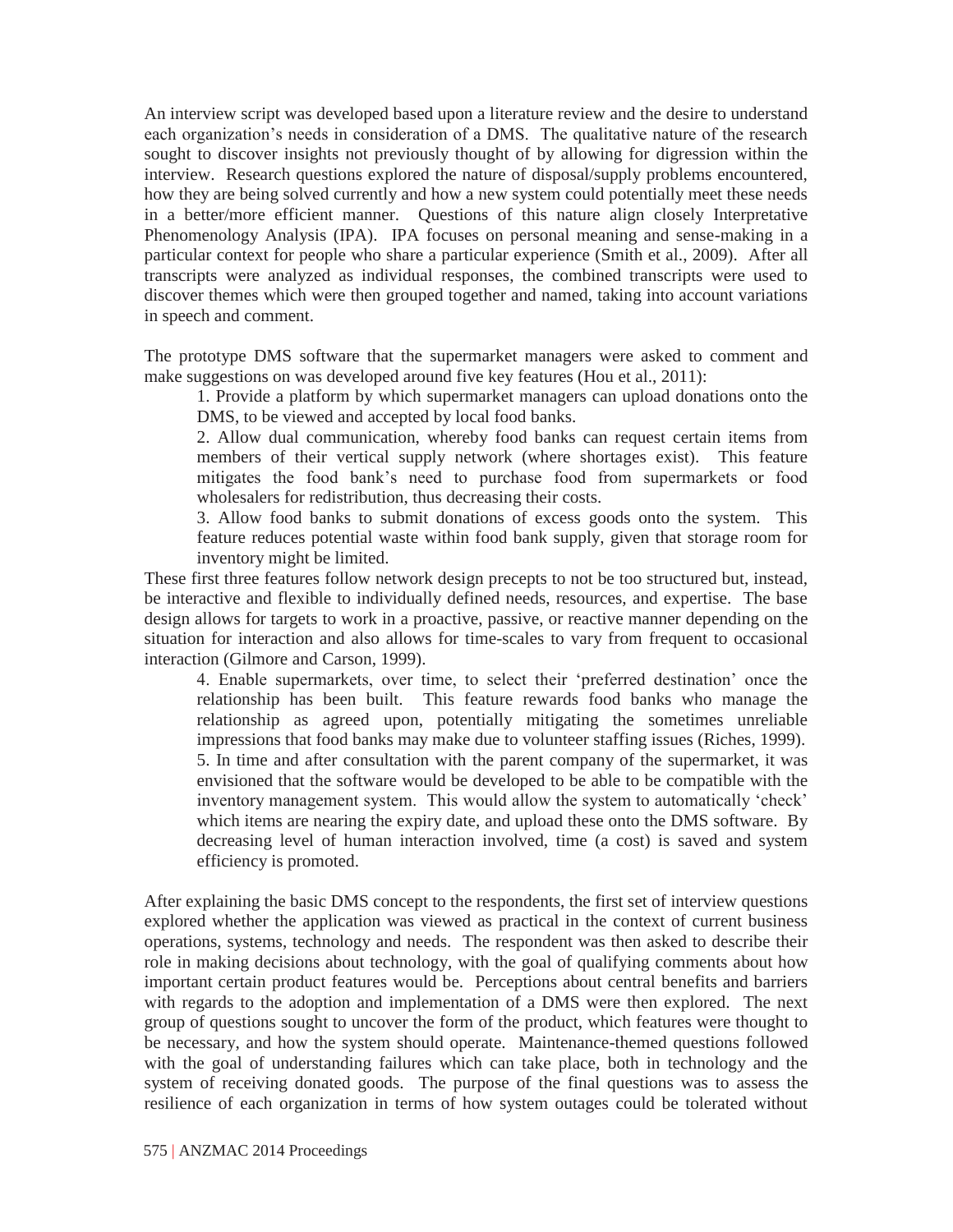An interview script was developed based upon a literature review and the desire to understand each organization's needs in consideration of a DMS. The qualitative nature of the research sought to discover insights not previously thought of by allowing for digression within the interview. Research questions explored the nature of disposal/supply problems encountered, how they are being solved currently and how a new system could potentially meet these needs in a better/more efficient manner. Questions of this nature align closely Interpretative Phenomenology Analysis (IPA). IPA focuses on personal meaning and sense-making in a particular context for people who share a particular experience (Smith et al., 2009). After all transcripts were analyzed as individual responses, the combined transcripts were used to discover themes which were then grouped together and named, taking into account variations in speech and comment.

The prototype DMS software that the supermarket managers were asked to comment and make suggestions on was developed around five key features (Hou et al., 2011):

1. Provide a platform by which supermarket managers can upload donations onto the DMS, to be viewed and accepted by local food banks.
2. Allow dual communication, whereby food banks can request certain items from members of their vertical supply network (where shortages exist). This feature mitigates the food bank's need to purchase food from supermarkets or food wholesalers for redistribution, thus decreasing their costs.
3. Allow food banks to submit donations of excess goods onto the system. This feature reduces potential waste within food bank supply, given that storage room for inventory might be limited.

These first three features follow network design precepts to not be too structured but, instead, be interactive and flexible to individually defined needs, resources, and expertise. The base design allows for targets to work in a proactive, passive, or reactive manner depending on the situation for interaction and also allows for time-scales to vary from frequent to occasional interaction (Gilmore and Carson, 1999).

4. Enable supermarkets, over time, to select their 'preferred destination' once the relationship has been built. This feature rewards food banks who manage the relationship as agreed upon, potentially mitigating the sometimes unreliable impressions that food banks may make due to volunteer staffing issues (Riches, 1999).
5. In time and after consultation with the parent company of the supermarket, it was envisioned that the software would be developed to be able to be compatible with the inventory management system. This would allow the system to automatically 'check' which items are nearing the expiry date, and upload these onto the DMS software. By decreasing level of human interaction involved, time (a cost) is saved and system efficiency is promoted.

After explaining the basic DMS concept to the respondents, the first set of interview questions explored whether the application was viewed as practical in the context of current business operations, systems, technology and needs. The respondent was then asked to describe their role in making decisions about technology, with the goal of qualifying comments about how important certain product features would be. Perceptions about central benefits and barriers with regards to the adoption and implementation of a DMS were then explored. The next group of questions sought to uncover the form of the product, which features were thought to be necessary, and how the system should operate. Maintenance-themed questions followed with the goal of understanding failures which can take place, both in technology and the system of receiving donated goods. The purpose of the final questions was to assess the resilience of each organization in terms of how system outages could be tolerated without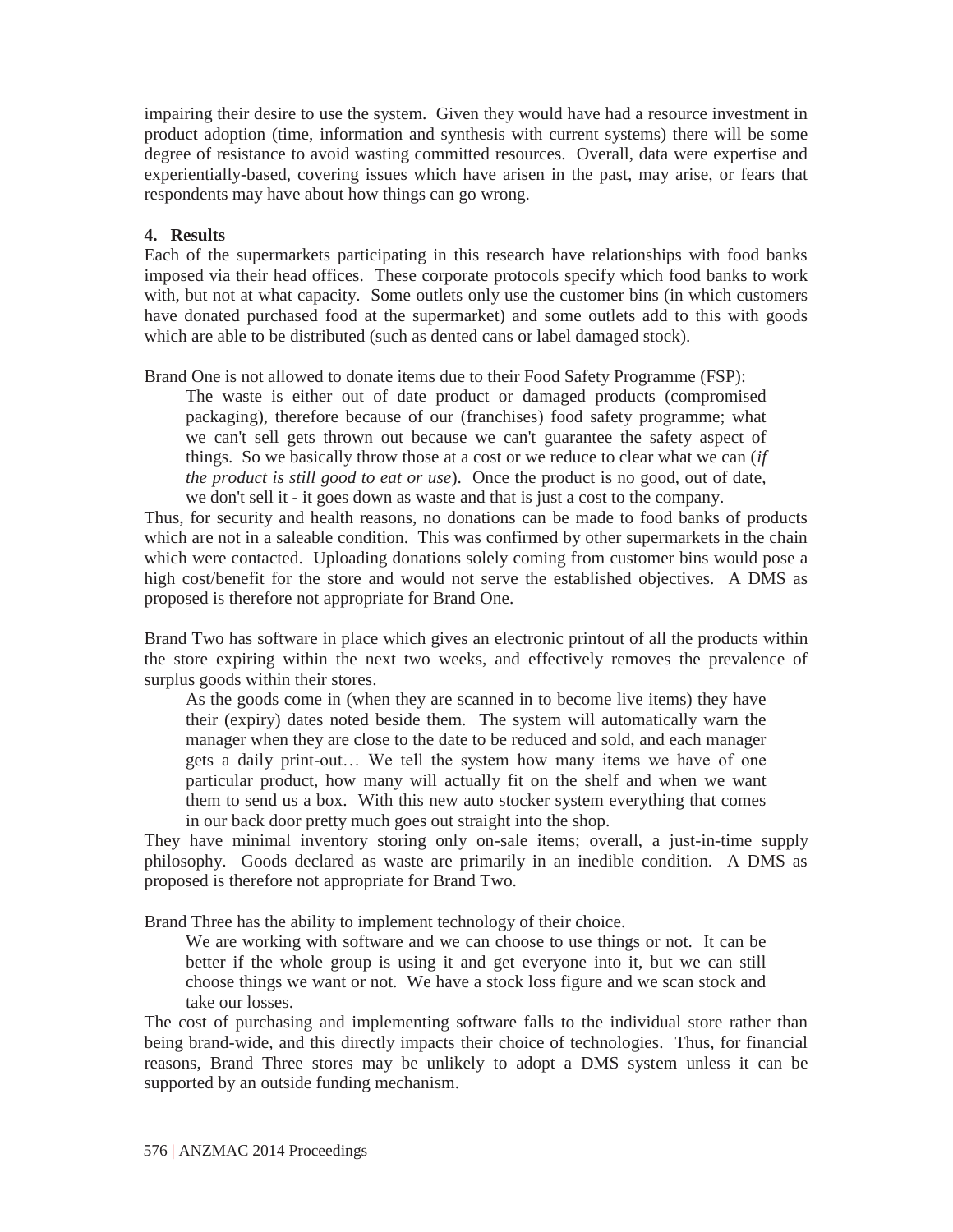impairing their desire to use the system. Given they would have had a resource investment in product adoption (time, information and synthesis with current systems) there will be some degree of resistance to avoid wasting committed resources. Overall, data were expertise and experientially-based, covering issues which have arisen in the past, may arise, or fears that respondents may have about how things can go wrong.

## 4. Results

Each of the supermarkets participating in this research have relationships with food banks imposed via their head offices. These corporate protocols specify which food banks to work with, but not at what capacity. Some outlets only use the customer bins (in which customers have donated purchased food at the supermarket) and some outlets add to this with goods which are able to be distributed (such as dented cans or label damaged stock).

Brand One is not allowed to donate items due to their Food Safety Programme (FSP):

> The waste is either out of date product or damaged products (compromised packaging), therefore because of our (franchises) food safety programme; what we can't sell gets thrown out because we can't guarantee the safety aspect of things. So we basically throw those at a cost or we reduce to clear what we can (*if the product is still good to eat or use*). Once the product is no good, out of date, we don't sell it - it goes down as waste and that is just a cost to the company.

Thus, for security and health reasons, no donations can be made to food banks of products which are not in a saleable condition. This was confirmed by other supermarkets in the chain which were contacted. Uploading donations solely coming from customer bins would pose a high cost/benefit for the store and would not serve the established objectives. A DMS as proposed is therefore not appropriate for Brand One.

Brand Two has software in place which gives an electronic printout of all the products within the store expiring within the next two weeks, and effectively removes the prevalence of surplus goods within their stores.

> As the goods come in (when they are scanned in to become live items) they have their (expiry) dates noted beside them. The system will automatically warn the manager when they are close to the date to be reduced and sold, and each manager gets a daily print-out… We tell the system how many items we have of one particular product, how many will actually fit on the shelf and when we want them to send us a box. With this new auto stocker system everything that comes in our back door pretty much goes out straight into the shop.

They have minimal inventory storing only on-sale items; overall, a just-in-time supply philosophy. Goods declared as waste are primarily in an inedible condition. A DMS as proposed is therefore not appropriate for Brand Two.

Brand Three has the ability to implement technology of their choice.

> We are working with software and we can choose to use things or not. It can be better if the whole group is using it and get everyone into it, but we can still choose things we want or not. We have a stock loss figure and we scan stock and take our losses.

The cost of purchasing and implementing software falls to the individual store rather than being brand-wide, and this directly impacts their choice of technologies. Thus, for financial reasons, Brand Three stores may be unlikely to adopt a DMS system unless it can be supported by an outside funding mechanism.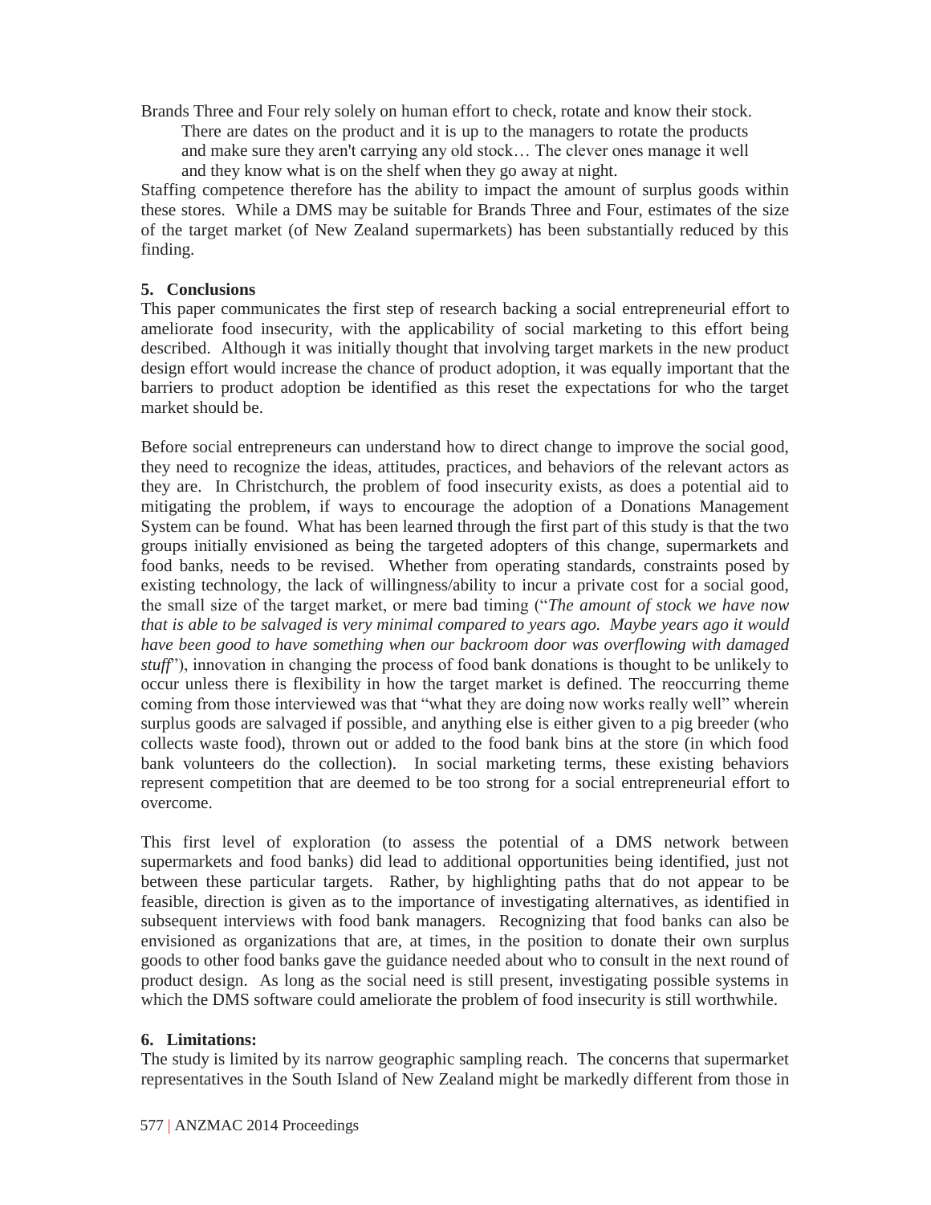Brands Three and Four rely solely on human effort to check, rotate and know their stock.

> There are dates on the product and it is up to the managers to rotate the products and make sure they aren't carrying any old stock… The clever ones manage it well and they know what is on the shelf when they go away at night.

Staffing competence therefore has the ability to impact the amount of surplus goods within these stores. While a DMS may be suitable for Brands Three and Four, estimates of the size of the target market (of New Zealand supermarkets) has been substantially reduced by this finding.

## 5. Conclusions

This paper communicates the first step of research backing a social entrepreneurial effort to ameliorate food insecurity, with the applicability of social marketing to this effort being described. Although it was initially thought that involving target markets in the new product design effort would increase the chance of product adoption, it was equally important that the barriers to product adoption be identified as this reset the expectations for who the target market should be.

Before social entrepreneurs can understand how to direct change to improve the social good, they need to recognize the ideas, attitudes, practices, and behaviors of the relevant actors as they are. In Christchurch, the problem of food insecurity exists, as does a potential aid to mitigating the problem, if ways to encourage the adoption of a Donations Management System can be found. What has been learned through the first part of this study is that the two groups initially envisioned as being the targeted adopters of this change, supermarkets and food banks, needs to be revised. Whether from operating standards, constraints posed by existing technology, the lack of willingness/ability to incur a private cost for a social good, the small size of the target market, or mere bad timing ("*The amount of stock we have now that is able to be salvaged is very minimal compared to years ago. Maybe years ago it would have been good to have something when our backroom door was overflowing with damaged stuff*"), innovation in changing the process of food bank donations is thought to be unlikely to occur unless there is flexibility in how the target market is defined. The reoccurring theme coming from those interviewed was that "what they are doing now works really well" wherein surplus goods are salvaged if possible, and anything else is either given to a pig breeder (who collects waste food), thrown out or added to the food bank bins at the store (in which food bank volunteers do the collection). In social marketing terms, these existing behaviors represent competition that are deemed to be too strong for a social entrepreneurial effort to overcome.

This first level of exploration (to assess the potential of a DMS network between supermarkets and food banks) did lead to additional opportunities being identified, just not between these particular targets. Rather, by highlighting paths that do not appear to be feasible, direction is given as to the importance of investigating alternatives, as identified in subsequent interviews with food bank managers. Recognizing that food banks can also be envisioned as organizations that are, at times, in the position to donate their own surplus goods to other food banks gave the guidance needed about who to consult in the next round of product design. As long as the social need is still present, investigating possible systems in which the DMS software could ameliorate the problem of food insecurity is still worthwhile.

## 6. Limitations:

The study is limited by its narrow geographic sampling reach. The concerns that supermarket representatives in the South Island of New Zealand might be markedly different from those in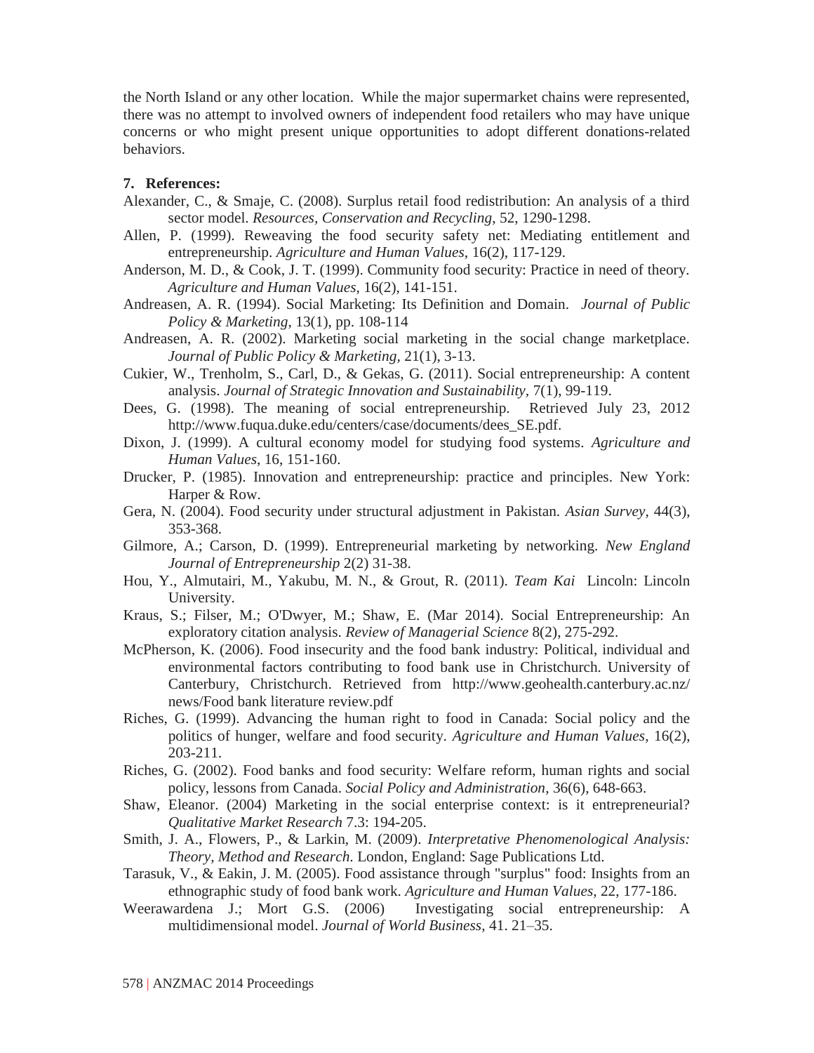the North Island or any other location. While the major supermarket chains were represented, there was no attempt to involved owners of independent food retailers who may have unique concerns or who might present unique opportunities to adopt different donations-related behaviors.

## 7. References:

Alexander, C., & Smaje, C. (2008). Surplus retail food redistribution: An analysis of a third sector model. *Resources, Conservation and Recycling*, 52, 1290-1298.

Allen, P. (1999). Reweaving the food security safety net: Mediating entitlement and entrepreneurship. *Agriculture and Human Values*, 16(2), 117-129.

Anderson, M. D., & Cook, J. T. (1999). Community food security: Practice in need of theory. *Agriculture and Human Values*, 16(2), 141-151.

Andreasen, A. R. (1994). Social Marketing: Its Definition and Domain. *Journal of Public Policy & Marketing*, 13(1), pp. 108-114

Andreasen, A. R. (2002). Marketing social marketing in the social change marketplace. *Journal of Public Policy & Marketing*, 21(1), 3-13.

Cukier, W., Trenholm, S., Carl, D., & Gekas, G. (2011). Social entrepreneurship: A content analysis. *Journal of Strategic Innovation and Sustainability*, 7(1), 99-119.

Dees, G. (1998). The meaning of social entrepreneurship. Retrieved July 23, 2012 http://www.fuqua.duke.edu/centers/case/documents/dees_SE.pdf.

Dixon, J. (1999). A cultural economy model for studying food systems. *Agriculture and Human Values*, 16, 151-160.

Drucker, P. (1985). Innovation and entrepreneurship: practice and principles. New York: Harper & Row.

Gera, N. (2004). Food security under structural adjustment in Pakistan. *Asian Survey*, 44(3), 353-368.

Gilmore, A.; Carson, D. (1999). Entrepreneurial marketing by networking. *New England Journal of Entrepreneurship* 2(2) 31-38.

Hou, Y., Almutairi, M., Yakubu, M. N., & Grout, R. (2011). *Team Kai* Lincoln: Lincoln University.

Kraus, S.; Filser, M.; O'Dwyer, M.; Shaw, E. (Mar 2014). Social Entrepreneurship: An exploratory citation analysis. *Review of Managerial Science* 8(2), 275-292.

McPherson, K. (2006). Food insecurity and the food bank industry: Political, individual and environmental factors contributing to food bank use in Christchurch. University of Canterbury, Christchurch. Retrieved from http://www.geohealth.canterbury.ac.nz/news/Food bank literature review.pdf

Riches, G. (1999). Advancing the human right to food in Canada: Social policy and the politics of hunger, welfare and food security. *Agriculture and Human Values*, 16(2), 203-211.

Riches, G. (2002). Food banks and food security: Welfare reform, human rights and social policy, lessons from Canada. *Social Policy and Administration*, 36(6), 648-663.

Shaw, Eleanor. (2004) Marketing in the social enterprise context: is it entrepreneurial? *Qualitative Market Research* 7.3: 194-205.

Smith, J. A., Flowers, P., & Larkin, M. (2009). *Interpretative Phenomenological Analysis: Theory, Method and Research*. London, England: Sage Publications Ltd.

Tarasuk, V., & Eakin, J. M. (2005). Food assistance through "surplus" food: Insights from an ethnographic study of food bank work. *Agriculture and Human Values*, 22, 177-186.

Weerawardena J.; Mort G.S. (2006) Investigating social entrepreneurship: A multidimensional model. *Journal of World Business*, 41. 21–35.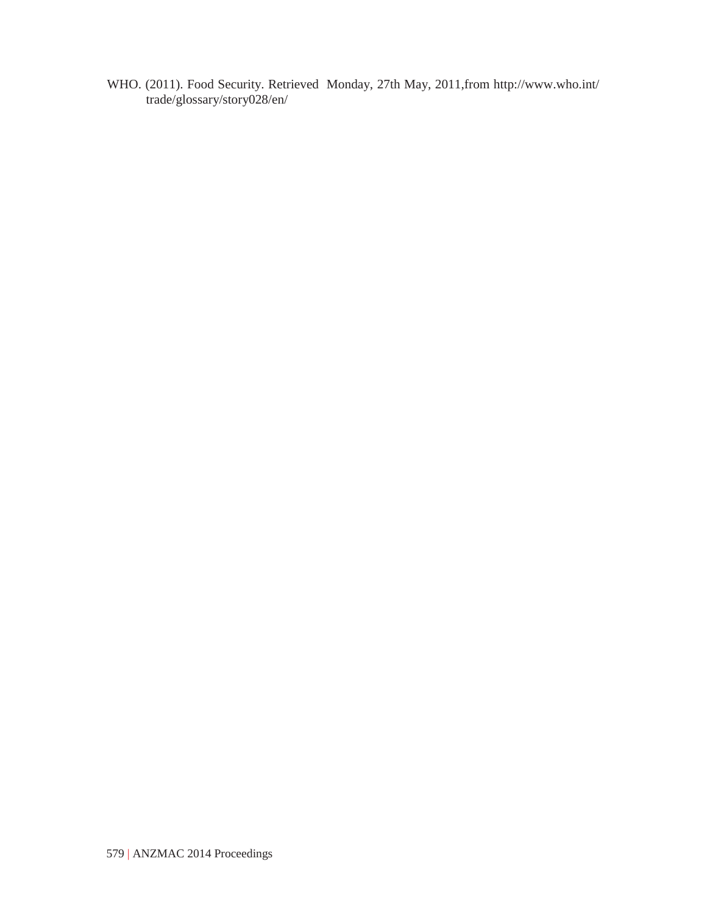WHO. (2011). Food Security. Retrieved Monday, 27th May, 2011,from http://www.who.int/trade/glossary/story028/en/